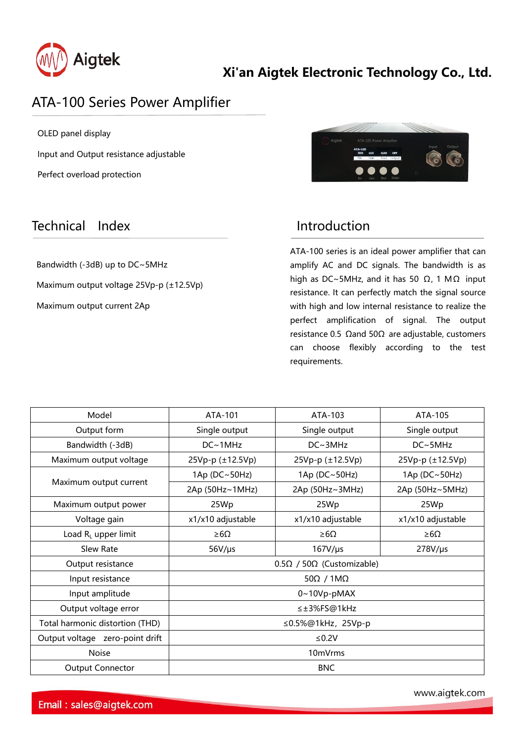Aigtek

**Xi'an Aigtek Electronic Technology Co., Ltd.**

# ATA-100 Series Power Amplifier

OLED panel display

Input and Output resistance adjustable

Perfect overload protection

## Technical Index

Bandwidth (-3dB) up to DC~5MHz

Maximum output voltage 25Vp-p (±12.5Vp)

Maximum output current 2Ap

## Introduction

ATA-100 series is an ideal power amplifier that can amplify AC and DC signals. The bandwidth is as high as DC~5MHz, and it has 50 Ω, 1 MΩ input resistance. It can perfectly match the signal source with high and low internal resistance to realize the perfect amplification of signal. The output resistance 0.5 Ωand 50Ω are adjustable, customers can choose flexibly according to the test requirements.

| Model | ATA-101 | ATA-103 | ATA-105 |
|---|---|---|---|
| Output form | Single output | Single output | Single output |
| Bandwidth (-3dB) | DC~1MHz | DC~3MHz | DC~5MHz |
| Maximum output voltage | 25Vp-p (±12.5Vp) | 25Vp-p (±12.5Vp) | 25Vp-p (±12.5Vp) |
| Maximum output current | 1Ap (DC~50Hz) | 1Ap (DC~50Hz) | 1Ap (DC~50Hz) |
| | 2Ap (50Hz~1MHz) | 2Ap (50Hz~3MHz) | 2Ap (50Hz~5MHz) |
| Maximum output power | 25Wp | 25Wp | 25Wp |
| Voltage gain | x1/x10 adjustable | x1/x10 adjustable | x1/x10 adjustable |
| Load $R_L$ upper limit | ≥6Ω | ≥6Ω | ≥6Ω |
| Slew Rate | 56V/μs | 167V/μs | 278V/μs |
| Output resistance | 0.5Ω / 50Ω (Customizable) | | |
| Input resistance | 50Ω / 1MΩ | | |
| Input amplitude | 0~10Vp-pMAX | | |
| Output voltage error | ≤±3%FS@1kHz | | |
| Total harmonic distortion (THD) | ≤0.5%@1kHz, 25Vp-p | | |
| Output voltage zero-point drift | ≤0.2V | | |
| Noise | 10mVrms | | |
| Output Connector | BNC | | |

Email : sales@aigtek.com

www.aigtek.com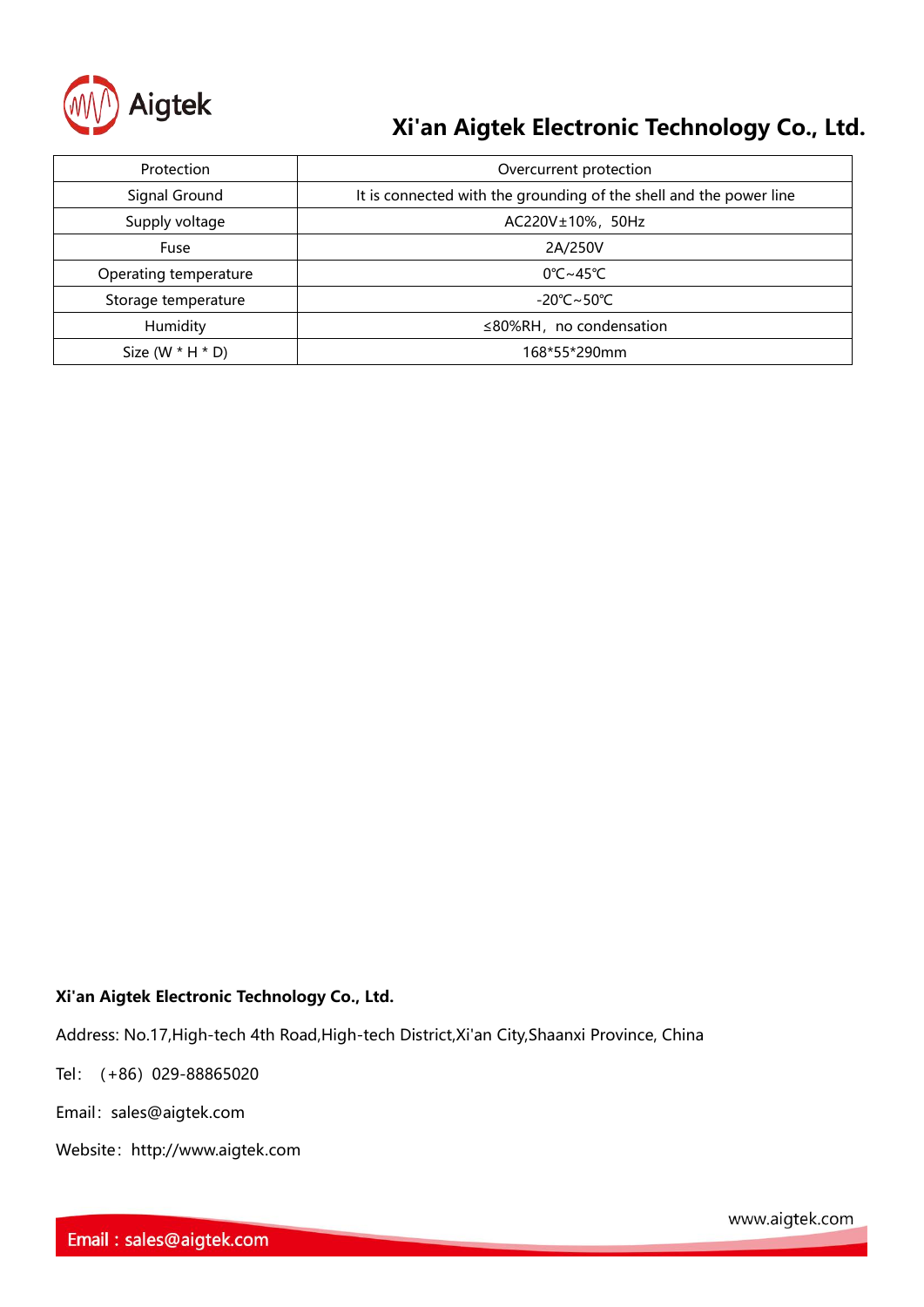| | |
|---|---|
| Protection | Overcurrent protection |
| Signal Ground | It is connected with the grounding of the shell and the power line |
| Supply voltage | AC220V±10%，50Hz |
| Fuse | 2A/250V |
| Operating temperature | 0℃~45℃ |
| Storage temperature | -20℃~50℃ |
| Humidity | ≤80%RH，no condensation |
| Size (W * H * D) | 168*55*290mm |

**Xi'an Aigtek Electronic Technology Co., Ltd.**

Address: No.17,High-tech 4th Road,High-tech District,Xi'an City,Shaanxi Province, China

Tel：（+86）029-88865020

Email：sales@aigtek.com

Website：http://www.aigtek.com